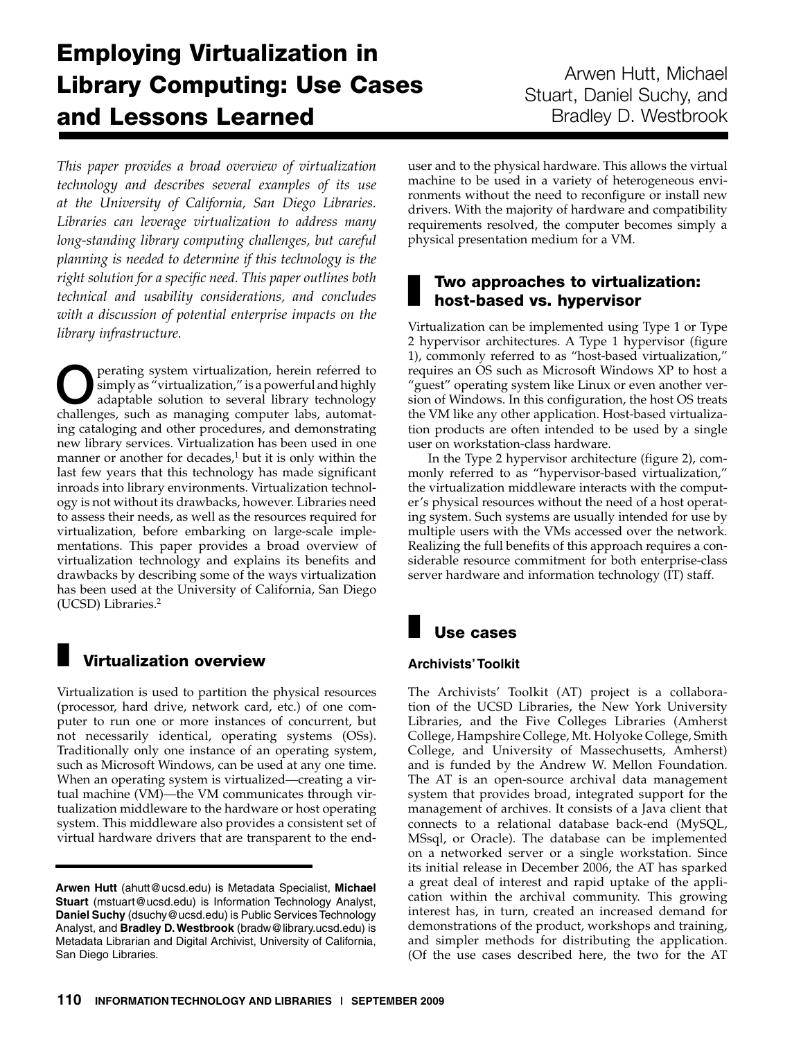# Employing Virtualization in Library Computing: Use Cases and Lessons Learned

Arwen Hutt, Michael Stuart, Daniel Suchy, and Bradley D. Westbrook

*This paper provides a broad overview of virtualization technology and describes several examples of its use at the University of California, San Diego Libraries. Libraries can leverage virtualization to address many long-standing library computing challenges, but careful planning is needed to determine if this technology is the right solution for a specific need. This paper outlines both technical and usability considerations, and concludes with a discussion of potential enterprise impacts on the library infrastructure.*

Operating system virtualization, herein referred to simply as "virtualization," is a powerful and highly adaptable solution to several library technology challenges, such as managing computer labs, automating cataloging and other procedures, and demonstrating new library services. Virtualization has been used in one manner or another for decades,[1] but it is only within the last few years that this technology has made significant inroads into library environments. Virtualization technology is not without its drawbacks, however. Libraries need to assess their needs, as well as the resources required for virtualization, before embarking on large-scale implementations. This paper provides a broad overview of virtualization technology and explains its benefits and drawbacks by describing some of the ways virtualization has been used at the University of California, San Diego (UCSD) Libraries.[2]

## Virtualization overview

Virtualization is used to partition the physical resources (processor, hard drive, network card, etc.) of one computer to run one or more instances of concurrent, but not necessarily identical, operating systems (OSs). Traditionally only one instance of an operating system, such as Microsoft Windows, can be used at any one time. When an operating system is virtualized—creating a virtual machine (VM)—the VM communicates through virtualization middleware to the hardware or host operating system. This middleware also provides a consistent set of virtual hardware drivers that are transparent to the end-user and to the physical hardware. This allows the virtual machine to be used in a variety of heterogeneous environments without the need to reconfigure or install new drivers. With the majority of hardware and compatibility requirements resolved, the computer becomes simply a physical presentation medium for a VM.

## Two approaches to virtualization: host-based vs. hypervisor

Virtualization can be implemented using Type 1 or Type 2 hypervisor architectures. A Type 1 hypervisor (figure 1), commonly referred to as "host-based virtualization," requires an OS such as Microsoft Windows XP to host a "guest" operating system like Linux or even another version of Windows. In this configuration, the host OS treats the VM like any other application. Host-based virtualization products are often intended to be used by a single user on workstation-class hardware.

In the Type 2 hypervisor architecture (figure 2), commonly referred to as "hypervisor-based virtualization," the virtualization middleware interacts with the computer's physical resources without the need of a host operating system. Such systems are usually intended for use by multiple users with the VMs accessed over the network. Realizing the full benefits of this approach requires a considerable resource commitment for both enterprise-class server hardware and information technology (IT) staff.

## Use cases

### Archivists' Toolkit

The Archivists' Toolkit (AT) project is a collaboration of the UCSD Libraries, the New York University Libraries, and the Five Colleges Libraries (Amherst College, Hampshire College, Mt. Holyoke College, Smith College, and University of Massachusetts, Amherst) and is funded by the Andrew W. Mellon Foundation. The AT is an open-source archival data management system that provides broad, integrated support for the management of archives. It consists of a Java client that connects to a relational database back-end (MySQL, MSsql, or Oracle). The database can be implemented on a networked server or a single workstation. Since its initial release in December 2006, the AT has sparked a great deal of interest and rapid uptake of the application within the archival community. This growing interest has, in turn, created an increased demand for demonstrations of the product, workshops and training, and simpler methods for distributing the application. (Of the use cases described here, the two for the AT

---

**Arwen Hutt** (ahutt@ucsd.edu) is Metadata Specialist, **Michael Stuart** (mstuart@ucsd.edu) is Information Technology Analyst, **Daniel Suchy** (dsuchy@ucsd.edu) is Public Services Technology Analyst, and **Bradley D. Westbrook** (bradw@library.ucsd.edu) is Metadata Librarian and Digital Archivist, University of California, San Diego Libraries.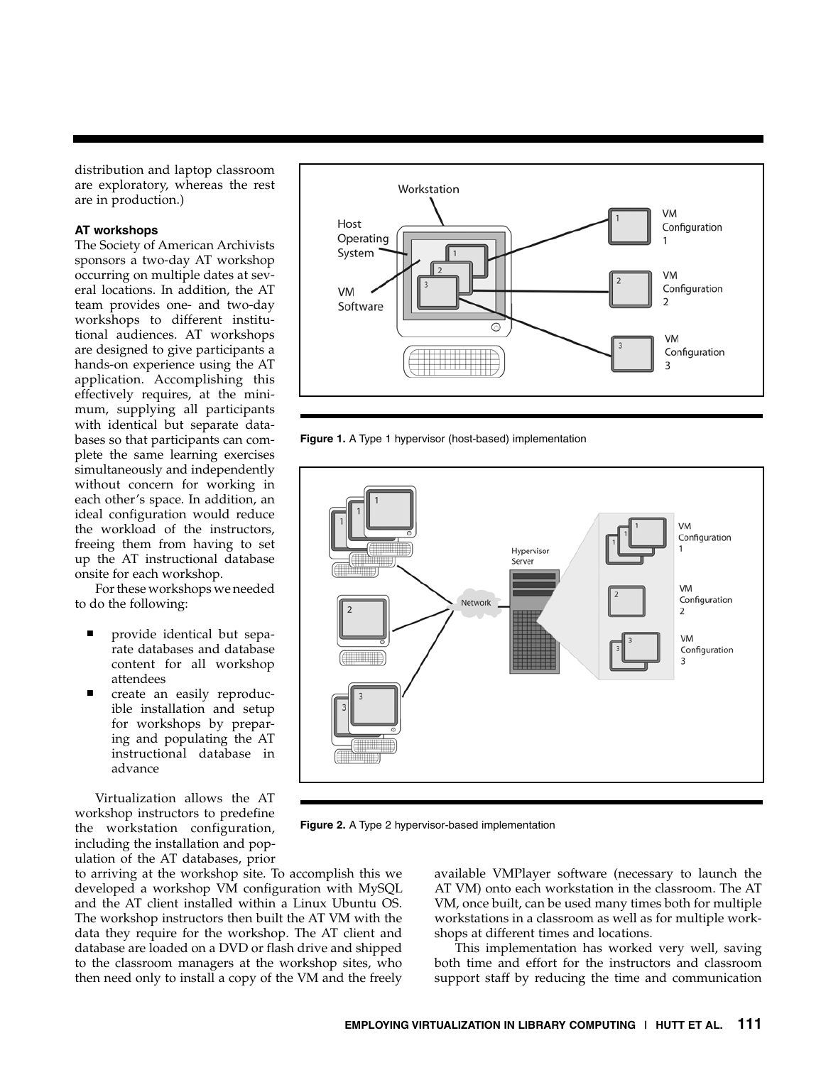distribution and laptop classroom are exploratory, whereas the rest are in production.)

### AT workshops

The Society of American Archivists sponsors a two-day AT workshop occurring on multiple dates at several locations. In addition, the AT team provides one- and two-day workshops to different institutional audiences. AT workshops are designed to give participants a hands-on experience using the AT application. Accomplishing this effectively requires, at the minimum, supplying all participants with identical but separate databases so that participants can complete the same learning exercises simultaneously and independently without concern for working in each other's space. In addition, an ideal configuration would reduce the workload of the instructors, freeing them from having to set up the AT instructional database onsite for each workshop.

For these workshops we needed to do the following:

- provide identical but separate databases and database content for all workshop attendees
- create an easily reproducible installation and setup for workshops by preparing and populating the AT instructional database in advance

Virtualization allows the AT workshop instructors to predefine the workstation configuration, including the installation and population of the AT databases, prior to arriving at the workshop site. To accomplish this we developed a workshop VM configuration with MySQL and the AT client installed within a Linux Ubuntu OS. The workshop instructors then built the AT VM with the data they require for the workshop. The AT client and database are loaded on a DVD or flash drive and shipped to the classroom managers at the workshop sites, who then need only to install a copy of the VM and the freely available VMPlayer software (necessary to launch the AT VM) onto each workstation in the classroom. The AT VM, once built, can be used many times both for multiple workstations in a classroom as well as for multiple workshops at different times and locations.

This implementation has worked very well, saving both time and effort for the instructors and classroom support staff by reducing the time and communication

**Figure 1.** A Type 1 hypervisor (host-based) implementation

**Figure 2.** A Type 2 hypervisor-based implementation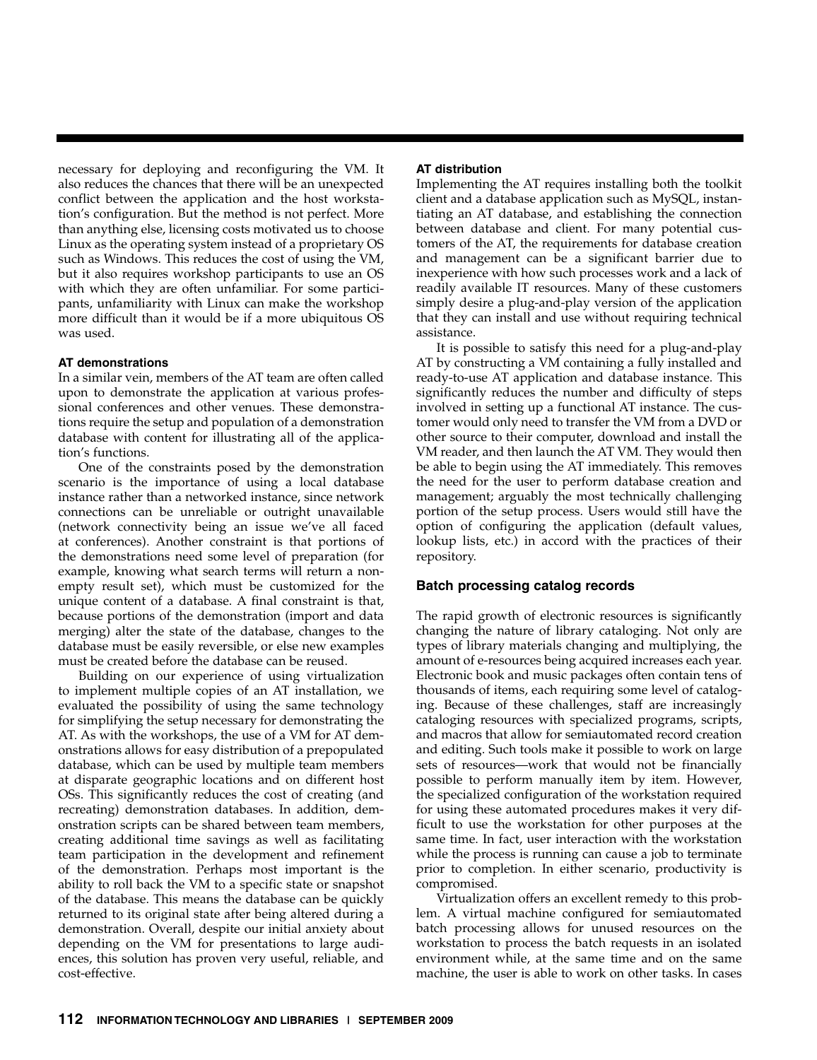necessary for deploying and reconfiguring the VM. It also reduces the chances that there will be an unexpected conflict between the application and the host workstation's configuration. But the method is not perfect. More than anything else, licensing costs motivated us to choose Linux as the operating system instead of a proprietary OS such as Windows. This reduces the cost of using the VM, but it also requires workshop participants to use an OS with which they are often unfamiliar. For some participants, unfamiliarity with Linux can make the workshop more difficult than it would be if a more ubiquitous OS was used.

#### AT demonstrations

In a similar vein, members of the AT team are often called upon to demonstrate the application at various professional conferences and other venues. These demonstrations require the setup and population of a demonstration database with content for illustrating all of the application's functions.

One of the constraints posed by the demonstration scenario is the importance of using a local database instance rather than a networked instance, since network connections can be unreliable or outright unavailable (network connectivity being an issue we've all faced at conferences). Another constraint is that portions of the demonstrations need some level of preparation (for example, knowing what search terms will return a nonempty result set), which must be customized for the unique content of a database. A final constraint is that, because portions of the demonstration (import and data merging) alter the state of the database, changes to the database must be easily reversible, or else new examples must be created before the database can be reused.

Building on our experience of using virtualization to implement multiple copies of an AT installation, we evaluated the possibility of using the same technology for simplifying the setup necessary for demonstrating the AT. As with the workshops, the use of a VM for AT demonstrations allows for easy distribution of a prepopulated database, which can be used by multiple team members at disparate geographic locations and on different host OSs. This significantly reduces the cost of creating (and recreating) demonstration databases. In addition, demonstration scripts can be shared between team members, creating additional time savings as well as facilitating team participation in the development and refinement of the demonstration. Perhaps most important is the ability to roll back the VM to a specific state or snapshot of the database. This means the database can be quickly returned to its original state after being altered during a demonstration. Overall, despite our initial anxiety about depending on the VM for presentations to large audiences, this solution has proven very useful, reliable, and cost-effective.

#### AT distribution

Implementing the AT requires installing both the toolkit client and a database application such as MySQL, instantiating an AT database, and establishing the connection between database and client. For many potential customers of the AT, the requirements for database creation and management can be a significant barrier due to inexperience with how such processes work and a lack of readily available IT resources. Many of these customers simply desire a plug-and-play version of the application that they can install and use without requiring technical assistance.

It is possible to satisfy this need for a plug-and-play AT by constructing a VM containing a fully installed and ready-to-use AT application and database instance. This significantly reduces the number and difficulty of steps involved in setting up a functional AT instance. The customer would only need to transfer the VM from a DVD or other source to their computer, download and install the VM reader, and then launch the AT VM. They would then be able to begin using the AT immediately. This removes the need for the user to perform database creation and management; arguably the most technically challenging portion of the setup process. Users would still have the option of configuring the application (default values, lookup lists, etc.) in accord with the practices of their repository.

### Batch processing catalog records

The rapid growth of electronic resources is significantly changing the nature of library cataloging. Not only are types of library materials changing and multiplying, the amount of e-resources being acquired increases each year. Electronic book and music packages often contain tens of thousands of items, each requiring some level of cataloging. Because of these challenges, staff are increasingly cataloging resources with specialized programs, scripts, and macros that allow for semiautomated record creation and editing. Such tools make it possible to work on large sets of resources—work that would not be financially possible to perform manually item by item. However, the specialized configuration of the workstation required for using these automated procedures makes it very difficult to use the workstation for other purposes at the same time. In fact, user interaction with the workstation while the process is running can cause a job to terminate prior to completion. In either scenario, productivity is compromised.

Virtualization offers an excellent remedy to this problem. A virtual machine configured for semiautomated batch processing allows for unused resources on the workstation to process the batch requests in an isolated environment while, at the same time and on the same machine, the user is able to work on other tasks. In cases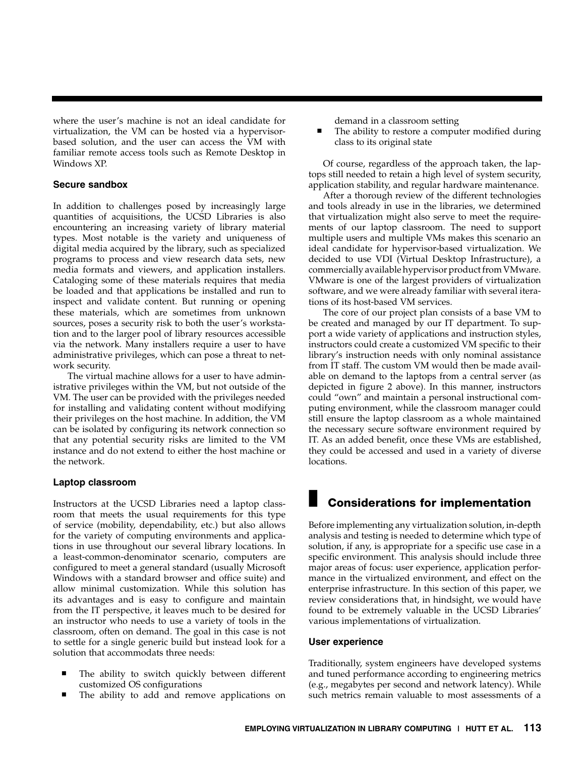where the user's machine is not an ideal candidate for virtualization, the VM can be hosted via a hypervisor-based solution, and the user can access the VM with familiar remote access tools such as Remote Desktop in Windows XP.

### Secure sandbox

In addition to challenges posed by increasingly large quantities of acquisitions, the UCSD Libraries is also encountering an increasing variety of library material types. Most notable is the variety and uniqueness of digital media acquired by the library, such as specialized programs to process and view research data sets, new media formats and viewers, and application installers. Cataloging some of these materials requires that media be loaded and that applications be installed and run to inspect and validate content. But running or opening these materials, which are sometimes from unknown sources, poses a security risk to both the user's workstation and to the larger pool of library resources accessible via the network. Many installers require a user to have administrative privileges, which can pose a threat to network security.

The virtual machine allows for a user to have administrative privileges within the VM, but not outside of the VM. The user can be provided with the privileges needed for installing and validating content without modifying their privileges on the host machine. In addition, the VM can be isolated by configuring its network connection so that any potential security risks are limited to the VM instance and do not extend to either the host machine or the network.

### Laptop classroom

Instructors at the UCSD Libraries need a laptop classroom that meets the usual requirements for this type of service (mobility, dependability, etc.) but also allows for the variety of computing environments and applications in use throughout our several library locations. In a least-common-denominator scenario, computers are configured to meet a general standard (usually Microsoft Windows with a standard browser and office suite) and allow minimal customization. While this solution has its advantages and is easy to configure and maintain from the IT perspective, it leaves much to be desired for an instructor who needs to use a variety of tools in the classroom, often on demand. The goal in this case is not to settle for a single generic build but instead look for a solution that accommodats three needs:

- The ability to switch quickly between different customized OS configurations
- The ability to add and remove applications on demand in a classroom setting
- The ability to restore a computer modified during class to its original state

Of course, regardless of the approach taken, the laptops still needed to retain a high level of system security, application stability, and regular hardware maintenance.

After a thorough review of the different technologies and tools already in use in the libraries, we determined that virtualization might also serve to meet the requirements of our laptop classroom. The need to support multiple users and multiple VMs makes this scenario an ideal candidate for hypervisor-based virtualization. We decided to use VDI (Virtual Desktop Infrastructure), a commercially available hypervisor product from VMware. VMware is one of the largest providers of virtualization software, and we were already familiar with several iterations of its host-based VM services.

The core of our project plan consists of a base VM to be created and managed by our IT department. To support a wide variety of applications and instruction styles, instructors could create a customized VM specific to their library's instruction needs with only nominal assistance from IT staff. The custom VM would then be made available on demand to the laptops from a central server (as depicted in figure 2 above). In this manner, instructors could "own" and maintain a personal instructional computing environment, while the classroom manager could still ensure the laptop classroom as a whole maintained the necessary secure software environment required by IT. As an added benefit, once these VMs are established, they could be accessed and used in a variety of diverse locations.

## Considerations for implementation

Before implementing any virtualization solution, in-depth analysis and testing is needed to determine which type of solution, if any, is appropriate for a specific use case in a specific environment. This analysis should include three major areas of focus: user experience, application performance in the virtualized environment, and effect on the enterprise infrastructure. In this section of this paper, we review considerations that, in hindsight, we would have found to be extremely valuable in the UCSD Libraries' various implementations of virtualization.

### User experience

Traditionally, system engineers have developed systems and tuned performance according to engineering metrics (e.g., megabytes per second and network latency). While such metrics remain valuable to most assessments of a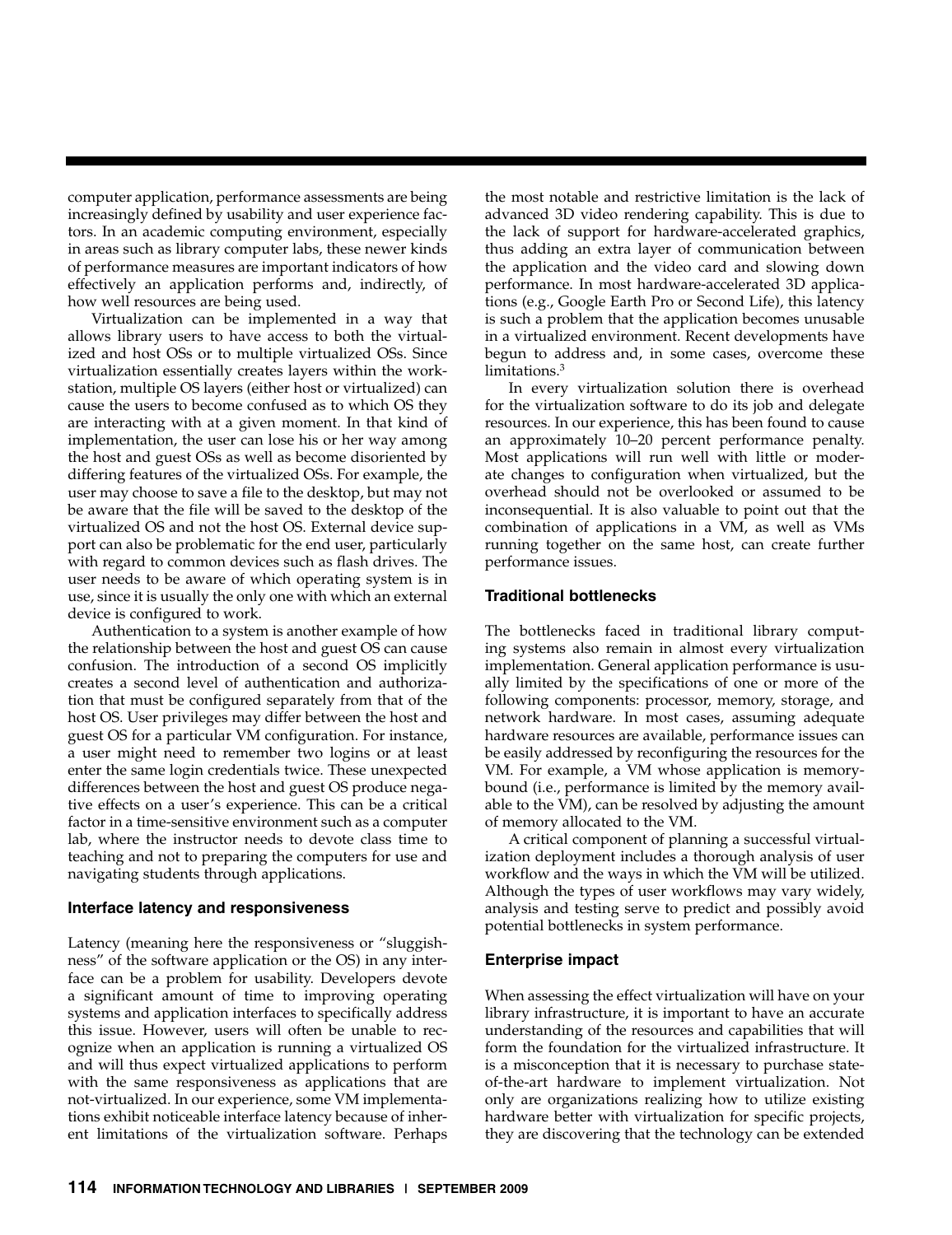computer application, performance assessments are being increasingly defined by usability and user experience factors. In an academic computing environment, especially in areas such as library computer labs, these newer kinds of performance measures are important indicators of how effectively an application performs and, indirectly, of how well resources are being used.

Virtualization can be implemented in a way that allows library users to have access to both the virtualized and host OSs or to multiple virtualized OSs. Since virtualization essentially creates layers within the workstation, multiple OS layers (either host or virtualized) can cause the users to become confused as to which OS they are interacting with at a given moment. In that kind of implementation, the user can lose his or her way among the host and guest OSs as well as become disoriented by differing features of the virtualized OSs. For example, the user may choose to save a file to the desktop, but may not be aware that the file will be saved to the desktop of the virtualized OS and not the host OS. External device support can also be problematic for the end user, particularly with regard to common devices such as flash drives. The user needs to be aware of which operating system is in use, since it is usually the only one with which an external device is configured to work.

Authentication to a system is another example of how the relationship between the host and guest OS can cause confusion. The introduction of a second OS implicitly creates a second level of authentication and authorization that must be configured separately from that of the host OS. User privileges may differ between the host and guest OS for a particular VM configuration. For instance, a user might need to remember two logins or at least enter the same login credentials twice. These unexpected differences between the host and guest OS produce negative effects on a user's experience. This can be a critical factor in a time-sensitive environment such as a computer lab, where the instructor needs to devote class time to teaching and not to preparing the computers for use and navigating students through applications.

### Interface latency and responsiveness

Latency (meaning here the responsiveness or "sluggishness" of the software application or the OS) in any interface can be a problem for usability. Developers devote a significant amount of time to improving operating systems and application interfaces to specifically address this issue. However, users will often be unable to recognize when an application is running a virtualized OS and will thus expect virtualized applications to perform with the same responsiveness as applications that are not-virtualized. In our experience, some VM implementations exhibit noticeable interface latency because of inherent limitations of the virtualization software. Perhaps the most notable and restrictive limitation is the lack of advanced 3D video rendering capability. This is due to the lack of support for hardware-accelerated graphics, thus adding an extra layer of communication between the application and the video card and slowing down performance. In most hardware-accelerated 3D applications (e.g., Google Earth Pro or Second Life), this latency is such a problem that the application becomes unusable in a virtualized environment. Recent developments have begun to address and, in some cases, overcome these limitations.[3]

In every virtualization solution there is overhead for the virtualization software to do its job and delegate resources. In our experience, this has been found to cause an approximately 10–20 percent performance penalty. Most applications will run well with little or moderate changes to configuration when virtualized, but the overhead should not be overlooked or assumed to be inconsequential. It is also valuable to point out that the combination of applications in a VM, as well as VMs running together on the same host, can create further performance issues.

### Traditional bottlenecks

The bottlenecks faced in traditional library computing systems also remain in almost every virtualization implementation. General application performance is usually limited by the specifications of one or more of the following components: processor, memory, storage, and network hardware. In most cases, assuming adequate hardware resources are available, performance issues can be easily addressed by reconfiguring the resources for the VM. For example, a VM whose application is memory-bound (i.e., performance is limited by the memory available to the VM), can be resolved by adjusting the amount of memory allocated to the VM.

A critical component of planning a successful virtualization deployment includes a thorough analysis of user workflow and the ways in which the VM will be utilized. Although the types of user workflows may vary widely, analysis and testing serve to predict and possibly avoid potential bottlenecks in system performance.

### Enterprise impact

When assessing the effect virtualization will have on your library infrastructure, it is important to have an accurate understanding of the resources and capabilities that will form the foundation for the virtualized infrastructure. It is a misconception that it is necessary to purchase state-of-the-art hardware to implement virtualization. Not only are organizations realizing how to utilize existing hardware better with virtualization for specific projects, they are discovering that the technology can be extended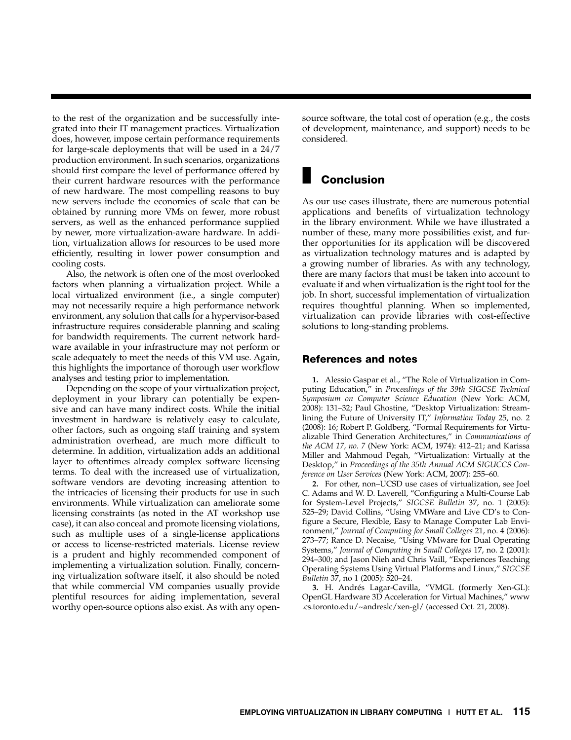to the rest of the organization and be successfully integrated into their IT management practices. Virtualization does, however, impose certain performance requirements for large-scale deployments that will be used in a 24/7 production environment. In such scenarios, organizations should first compare the level of performance offered by their current hardware resources with the performance of new hardware. The most compelling reasons to buy new servers include the economies of scale that can be obtained by running more VMs on fewer, more robust servers, as well as the enhanced performance supplied by newer, more virtualization-aware hardware. In addition, virtualization allows for resources to be used more efficiently, resulting in lower power consumption and cooling costs.

Also, the network is often one of the most overlooked factors when planning a virtualization project. While a local virtualized environment (i.e., a single computer) may not necessarily require a high performance network environment, any solution that calls for a hypervisor-based infrastructure requires considerable planning and scaling for bandwidth requirements. The current network hardware available in your infrastructure may not perform or scale adequately to meet the needs of this VM use. Again, this highlights the importance of thorough user workflow analyses and testing prior to implementation.

Depending on the scope of your virtualization project, deployment in your library can potentially be expensive and can have many indirect costs. While the initial investment in hardware is relatively easy to calculate, other factors, such as ongoing staff training and system administration overhead, are much more difficult to determine. In addition, virtualization adds an additional layer to oftentimes already complex software licensing terms. To deal with the increased use of virtualization, software vendors are devoting increasing attention to the intricacies of licensing their products for use in such environments. While virtualization can ameliorate some licensing constraints (as noted in the AT workshop use case), it can also conceal and promote licensing violations, such as multiple uses of a single-license applications or access to license-restricted materials. License review is a prudent and highly recommended component of implementing a virtualization solution. Finally, concerning virtualization software itself, it also should be noted that while commercial VM companies usually provide plentiful resources for aiding implementation, several worthy open-source options also exist. As with any open-source software, the total cost of operation (e.g., the costs of development, maintenance, and support) needs to be considered.

## Conclusion

As our use cases illustrate, there are numerous potential applications and benefits of virtualization technology in the library environment. While we have illustrated a number of these, many more possibilities exist, and further opportunities for its application will be discovered as virtualization technology matures and is adapted by a growing number of libraries. As with any technology, there are many factors that must be taken into account to evaluate if and when virtualization is the right tool for the job. In short, successful implementation of virtualization requires thoughtful planning. When so implemented, virtualization can provide libraries with cost-effective solutions to long-standing problems.

### References and notes

**1.** Alessio Gaspar et al., "The Role of Virtualization in Computing Education," in *Proceedings of the 39th SIGCSE Technical Symposium on Computer Science Education* (New York: ACM, 2008): 131–32; Paul Ghostine, "Desktop Virtualization: Streamlining the Future of University IT," *Information Today* 25, no. 2 (2008): 16; Robert P. Goldberg, "Formal Requirements for Virtualizable Third Generation Architectures," in *Communications of the ACM 17, no. 7* (New York: ACM, 1974): 412–21; and Karissa Miller and Mahmoud Pegah, "Virtualization: Virtually at the Desktop," in *Proceedings of the 35th Annual ACM SIGUCCS Conference on User Services* (New York: ACM, 2007): 255–60.

**2.** For other, non–UCSD use cases of virtualization, see Joel C. Adams and W. D. Laverell, "Configuring a Multi-Course Lab for System-Level Projects," *SIGCSE Bulletin* 37, no. 1 (2005): 525–29; David Collins, "Using VMWare and Live CD's to Configure a Secure, Flexible, Easy to Manage Computer Lab Environment," *Journal of Computing for Small Colleges* 21, no. 4 (2006): 273–77; Rance D. Necaise, "Using VMware for Dual Operating Systems," *Journal of Computing in Small Colleges* 17, no. 2 (2001): 294–300; and Jason Nieh and Chris Vaill, "Experiences Teaching Operating Systems Using Virtual Platforms and Linux," *SIGCSE Bulletin* 37, no 1 (2005): 520–24.

**3.** H. Andrés Lagar-Cavilla, "VMGL (formerly Xen-GL): OpenGL Hardware 3D Acceleration for Virtual Machines," www.cs.toronto.edu/~andreslc/xen-gl/ (accessed Oct. 21, 2008).